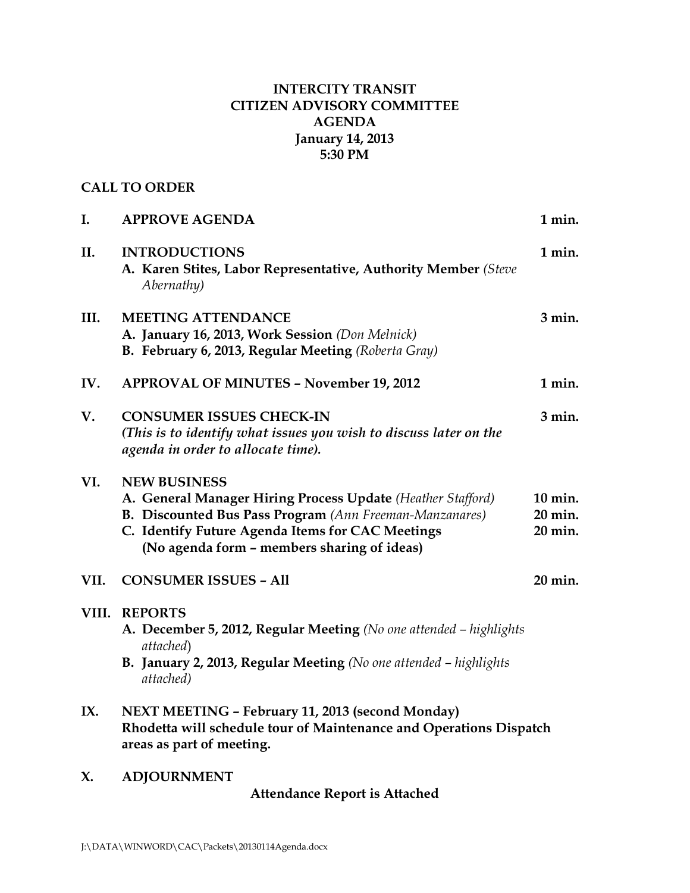# INTERCITY TRANSIT
# CITIZEN ADVISORY COMMITTEE
# AGENDA
**January 14, 2013**
**5:30 PM**

**CALL TO ORDER**

| | | |
|---|---|---|
| **I.** | **APPROVE AGENDA** | **1 min.** |
| **II.** | **INTRODUCTIONS**<br>**A. Karen Stites, Labor Representative, Authority Member** *(Steve Abernathy)* | **1 min.** |
| **III.** | **MEETING ATTENDANCE**<br>**A. January 16, 2013, Work Session** *(Don Melnick)*<br>**B. February 6, 2013, Regular Meeting** *(Roberta Gray)* | **3 min.** |
| **IV.** | **APPROVAL OF MINUTES – November 19, 2012** | **1 min.** |
| **V.** | **CONSUMER ISSUES CHECK-IN**<br>***(This is to identify what issues you wish to discuss later on the agenda in order to allocate time).*** | **3 min.** |
| **VI.** | **NEW BUSINESS** | |
| | **A. General Manager Hiring Process Update** *(Heather Stafford)* | **10 min.** |
| | **B. Discounted Bus Pass Program** *(Ann Freeman-Manzanares)* | **20 min.** |
| | **C. Identify Future Agenda Items for CAC Meetings**<br>**(No agenda form – members sharing of ideas)** | **20 min.** |
| **VII.** | **CONSUMER ISSUES – All** | **20 min.** |
| **VIII.** | **REPORTS**<br>**A. December 5, 2012, Regular Meeting** *(No one attended – highlights attached)*<br>**B. January 2, 2013, Regular Meeting** *(No one attended – highlights attached)* | |
| **IX.** | **NEXT MEETING – February 11, 2013 (second Monday)**<br>**Rhodetta will schedule tour of Maintenance and Operations Dispatch areas as part of meeting.** | |
| **X.** | **ADJOURNMENT** | |

**Attendance Report is Attached**

J:\DATA\WINWORD\CAC\Packets\20130114Agenda.docx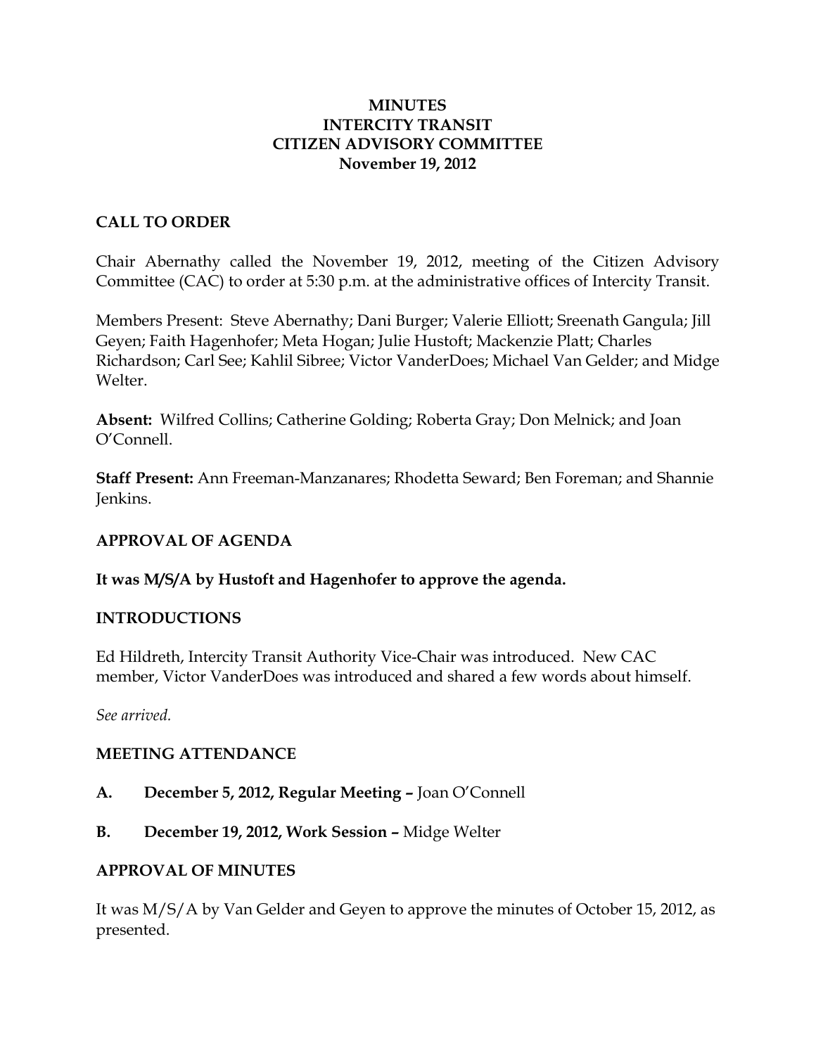# MINUTES
# INTERCITY TRANSIT
# CITIZEN ADVISORY COMMITTEE
# November 19, 2012

## CALL TO ORDER

Chair Abernathy called the November 19, 2012, meeting of the Citizen Advisory Committee (CAC) to order at 5:30 p.m. at the administrative offices of Intercity Transit.

Members Present: Steve Abernathy; Dani Burger; Valerie Elliott; Sreenath Gangula; Jill Geyen; Faith Hagenhofer; Meta Hogan; Julie Hustoft; Mackenzie Platt; Charles Richardson; Carl See; Kahlil Sibree; Victor VanderDoes; Michael Van Gelder; and Midge Welter.

**Absent:** Wilfred Collins; Catherine Golding; Roberta Gray; Don Melnick; and Joan O'Connell.

**Staff Present:** Ann Freeman-Manzanares; Rhodetta Seward; Ben Foreman; and Shannie Jenkins.

## APPROVAL OF AGENDA

**It was M/S/A by Hustoft and Hagenhofer to approve the agenda.**

## INTRODUCTIONS

Ed Hildreth, Intercity Transit Authority Vice-Chair was introduced. New CAC member, Victor VanderDoes was introduced and shared a few words about himself.

*See arrived.*

## MEETING ATTENDANCE

**A. December 5, 2012, Regular Meeting –** Joan O'Connell

**B. December 19, 2012, Work Session –** Midge Welter

## APPROVAL OF MINUTES

It was M/S/A by Van Gelder and Geyen to approve the minutes of October 15, 2012, as presented.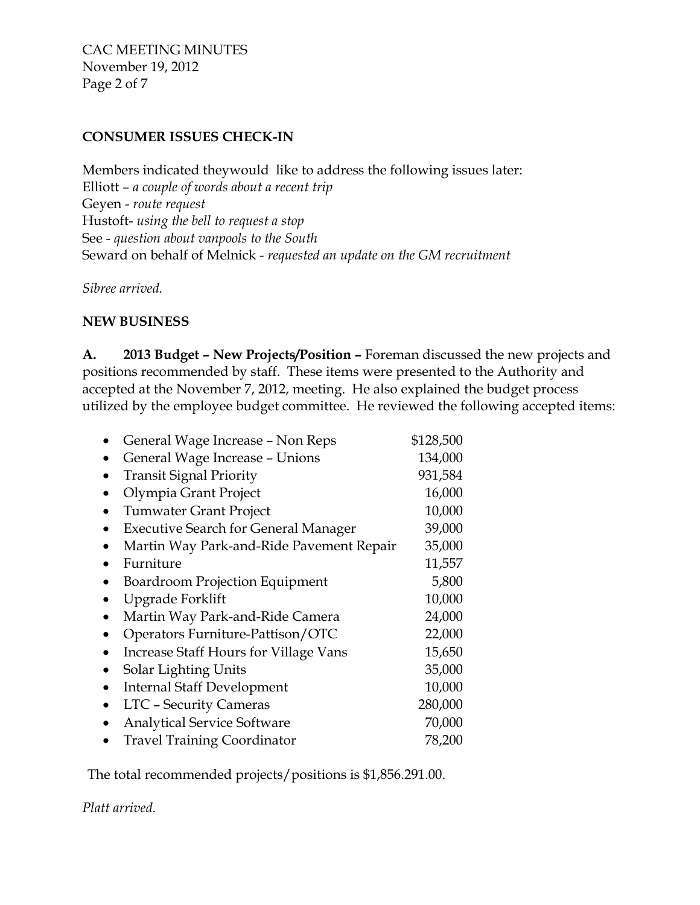## CONSUMER ISSUES CHECK-IN

Members indicated theywould like to address the following issues later:
Elliott – *a couple of words about a recent trip*
Geyen - *route request*
Hustoft- *using the bell to request a stop*
See - *question about vanpools to the South*
Seward on behalf of Melnick - *requested an update on the GM recruitment*

*Sibree arrived.*

## NEW BUSINESS

**A. 2013 Budget – New Projects/Position –** Foreman discussed the new projects and positions recommended by staff. These items were presented to the Authority and accepted at the November 7, 2012, meeting. He also explained the budget process utilized by the employee budget committee. He reviewed the following accepted items:

| Item | Amount |
|---|---|
| General Wage Increase – Non Reps | $128,500 |
| General Wage Increase – Unions | 134,000 |
| Transit Signal Priority | 931,584 |
| Olympia Grant Project | 16,000 |
| Tumwater Grant Project | 10,000 |
| Executive Search for General Manager | 39,000 |
| Martin Way Park-and-Ride Pavement Repair | 35,000 |
| Furniture | 11,557 |
| Boardroom Projection Equipment | 5,800 |
| Upgrade Forklift | 10,000 |
| Martin Way Park-and-Ride Camera | 24,000 |
| Operators Furniture-Pattison/OTC | 22,000 |
| Increase Staff Hours for Village Vans | 15,650 |
| Solar Lighting Units | 35,000 |
| Internal Staff Development | 10,000 |
| LTC – Security Cameras | 280,000 |
| Analytical Service Software | 70,000 |
| Travel Training Coordinator | 78,200 |

The total recommended projects/positions is $1,856.291.00.

*Platt arrived.*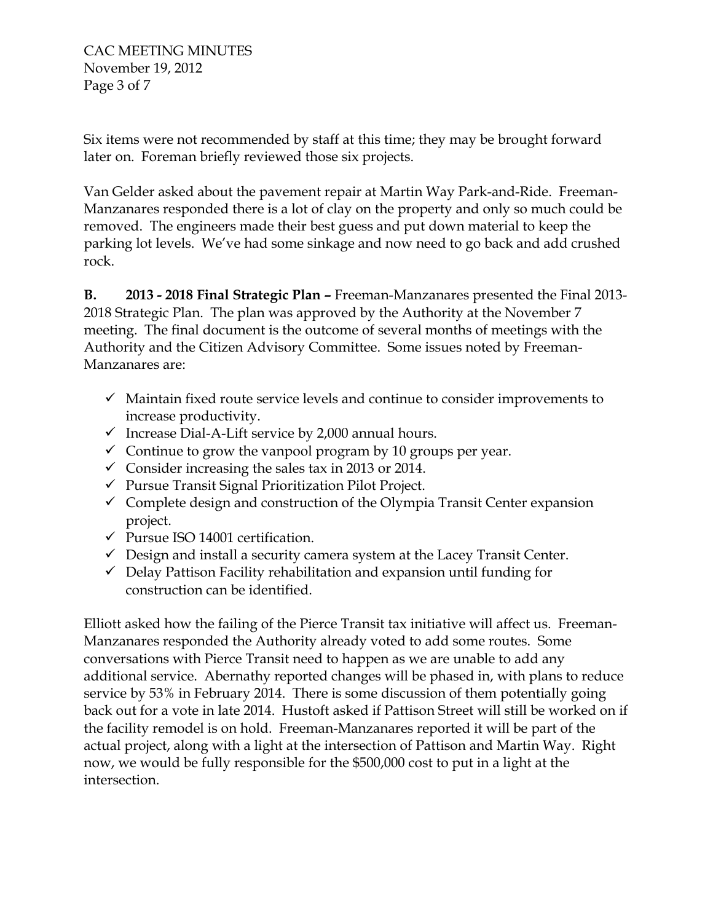Six items were not recommended by staff at this time; they may be brought forward later on. Foreman briefly reviewed those six projects.

Van Gelder asked about the pavement repair at Martin Way Park-and-Ride. Freeman-Manzanares responded there is a lot of clay on the property and only so much could be removed. The engineers made their best guess and put down material to keep the parking lot levels. We've had some sinkage and now need to go back and add crushed rock.

**B. 2013 - 2018 Final Strategic Plan –** Freeman-Manzanares presented the Final 2013-2018 Strategic Plan. The plan was approved by the Authority at the November 7 meeting. The final document is the outcome of several months of meetings with the Authority and the Citizen Advisory Committee. Some issues noted by Freeman-Manzanares are:

- ✓ Maintain fixed route service levels and continue to consider improvements to increase productivity.
- ✓ Increase Dial-A-Lift service by 2,000 annual hours.
- ✓ Continue to grow the vanpool program by 10 groups per year.
- ✓ Consider increasing the sales tax in 2013 or 2014.
- ✓ Pursue Transit Signal Prioritization Pilot Project.
- ✓ Complete design and construction of the Olympia Transit Center expansion project.
- ✓ Pursue ISO 14001 certification.
- ✓ Design and install a security camera system at the Lacey Transit Center.
- ✓ Delay Pattison Facility rehabilitation and expansion until funding for construction can be identified.

Elliott asked how the failing of the Pierce Transit tax initiative will affect us. Freeman-Manzanares responded the Authority already voted to add some routes. Some conversations with Pierce Transit need to happen as we are unable to add any additional service. Abernathy reported changes will be phased in, with plans to reduce service by 53% in February 2014. There is some discussion of them potentially going back out for a vote in late 2014. Hustoft asked if Pattison Street will still be worked on if the facility remodel is on hold. Freeman-Manzanares reported it will be part of the actual project, along with a light at the intersection of Pattison and Martin Way. Right now, we would be fully responsible for the $500,000 cost to put in a light at the intersection.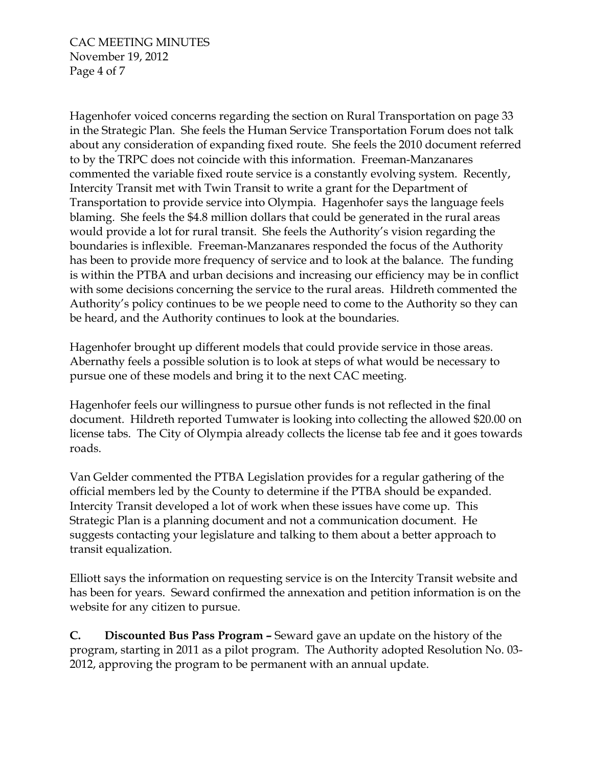Hagenhofer voiced concerns regarding the section on Rural Transportation on page 33 in the Strategic Plan. She feels the Human Service Transportation Forum does not talk about any consideration of expanding fixed route. She feels the 2010 document referred to by the TRPC does not coincide with this information. Freeman-Manzanares commented the variable fixed route service is a constantly evolving system. Recently, Intercity Transit met with Twin Transit to write a grant for the Department of Transportation to provide service into Olympia. Hagenhofer says the language feels blaming. She feels the $4.8 million dollars that could be generated in the rural areas would provide a lot for rural transit. She feels the Authority's vision regarding the boundaries is inflexible. Freeman-Manzanares responded the focus of the Authority has been to provide more frequency of service and to look at the balance. The funding is within the PTBA and urban decisions and increasing our efficiency may be in conflict with some decisions concerning the service to the rural areas. Hildreth commented the Authority's policy continues to be we people need to come to the Authority so they can be heard, and the Authority continues to look at the boundaries.

Hagenhofer brought up different models that could provide service in those areas. Abernathy feels a possible solution is to look at steps of what would be necessary to pursue one of these models and bring it to the next CAC meeting.

Hagenhofer feels our willingness to pursue other funds is not reflected in the final document. Hildreth reported Tumwater is looking into collecting the allowed $20.00 on license tabs. The City of Olympia already collects the license tab fee and it goes towards roads.

Van Gelder commented the PTBA Legislation provides for a regular gathering of the official members led by the County to determine if the PTBA should be expanded. Intercity Transit developed a lot of work when these issues have come up. This Strategic Plan is a planning document and not a communication document. He suggests contacting your legislature and talking to them about a better approach to transit equalization.

Elliott says the information on requesting service is on the Intercity Transit website and has been for years. Seward confirmed the annexation and petition information is on the website for any citizen to pursue.

**C. Discounted Bus Pass Program –** Seward gave an update on the history of the program, starting in 2011 as a pilot program. The Authority adopted Resolution No. 03-2012, approving the program to be permanent with an annual update.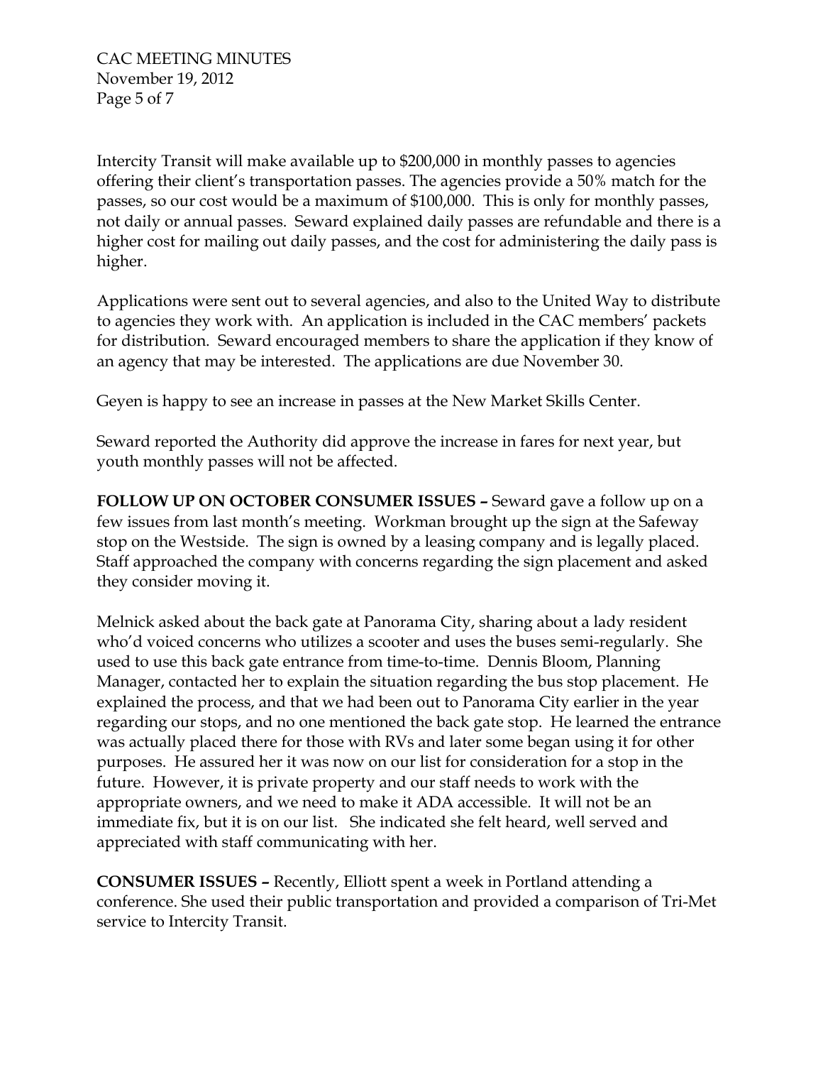Intercity Transit will make available up to $200,000 in monthly passes to agencies offering their client's transportation passes. The agencies provide a 50% match for the passes, so our cost would be a maximum of $100,000. This is only for monthly passes, not daily or annual passes. Seward explained daily passes are refundable and there is a higher cost for mailing out daily passes, and the cost for administering the daily pass is higher.

Applications were sent out to several agencies, and also to the United Way to distribute to agencies they work with. An application is included in the CAC members' packets for distribution. Seward encouraged members to share the application if they know of an agency that may be interested. The applications are due November 30.

Geyen is happy to see an increase in passes at the New Market Skills Center.

Seward reported the Authority did approve the increase in fares for next year, but youth monthly passes will not be affected.

**FOLLOW UP ON OCTOBER CONSUMER ISSUES –** Seward gave a follow up on a few issues from last month's meeting. Workman brought up the sign at the Safeway stop on the Westside. The sign is owned by a leasing company and is legally placed. Staff approached the company with concerns regarding the sign placement and asked they consider moving it.

Melnick asked about the back gate at Panorama City, sharing about a lady resident who'd voiced concerns who utilizes a scooter and uses the buses semi-regularly. She used to use this back gate entrance from time-to-time. Dennis Bloom, Planning Manager, contacted her to explain the situation regarding the bus stop placement. He explained the process, and that we had been out to Panorama City earlier in the year regarding our stops, and no one mentioned the back gate stop. He learned the entrance was actually placed there for those with RVs and later some began using it for other purposes. He assured her it was now on our list for consideration for a stop in the future. However, it is private property and our staff needs to work with the appropriate owners, and we need to make it ADA accessible. It will not be an immediate fix, but it is on our list. She indicated she felt heard, well served and appreciated with staff communicating with her.

**CONSUMER ISSUES –** Recently, Elliott spent a week in Portland attending a conference. She used their public transportation and provided a comparison of Tri-Met service to Intercity Transit.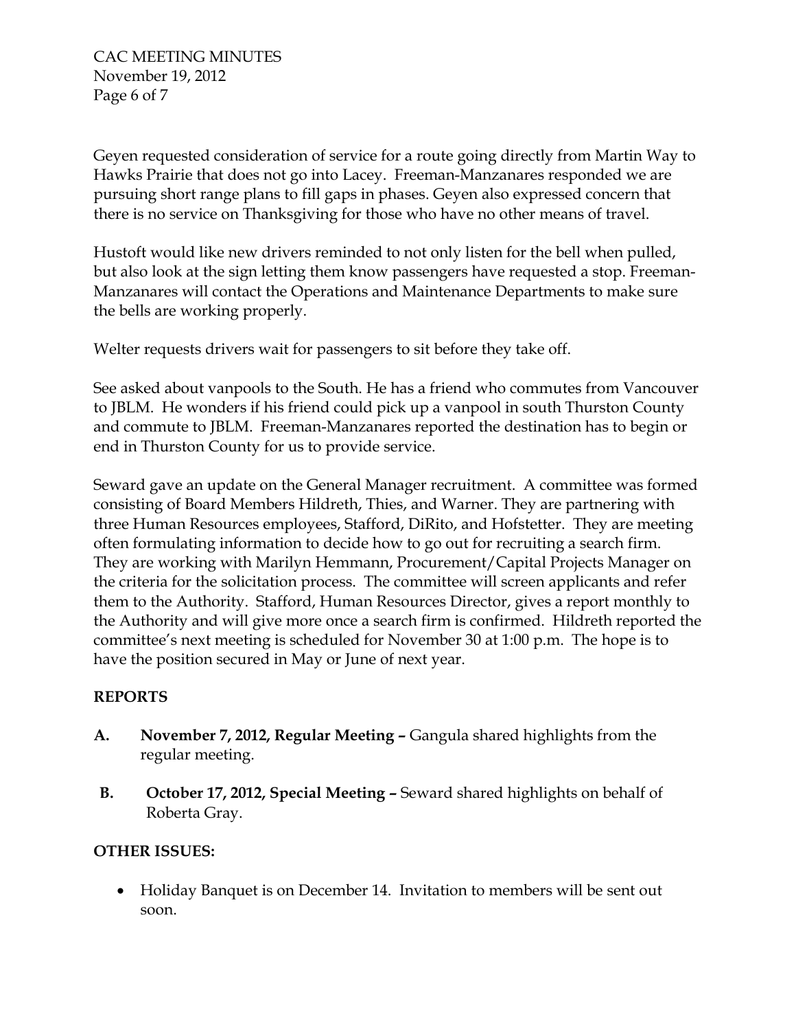Geyen requested consideration of service for a route going directly from Martin Way to Hawks Prairie that does not go into Lacey. Freeman-Manzanares responded we are pursuing short range plans to fill gaps in phases. Geyen also expressed concern that there is no service on Thanksgiving for those who have no other means of travel.

Hustoft would like new drivers reminded to not only listen for the bell when pulled, but also look at the sign letting them know passengers have requested a stop. Freeman-Manzanares will contact the Operations and Maintenance Departments to make sure the bells are working properly.

Welter requests drivers wait for passengers to sit before they take off.

See asked about vanpools to the South. He has a friend who commutes from Vancouver to JBLM. He wonders if his friend could pick up a vanpool in south Thurston County and commute to JBLM. Freeman-Manzanares reported the destination has to begin or end in Thurston County for us to provide service.

Seward gave an update on the General Manager recruitment. A committee was formed consisting of Board Members Hildreth, Thies, and Warner. They are partnering with three Human Resources employees, Stafford, DiRito, and Hofstetter. They are meeting often formulating information to decide how to go out for recruiting a search firm. They are working with Marilyn Hemmann, Procurement/Capital Projects Manager on the criteria for the solicitation process. The committee will screen applicants and refer them to the Authority. Stafford, Human Resources Director, gives a report monthly to the Authority and will give more once a search firm is confirmed. Hildreth reported the committee's next meeting is scheduled for November 30 at 1:00 p.m. The hope is to have the position secured in May or June of next year.

**REPORTS**

**A. November 7, 2012, Regular Meeting –** Gangula shared highlights from the regular meeting.

**B. October 17, 2012, Special Meeting –** Seward shared highlights on behalf of Roberta Gray.

**OTHER ISSUES:**

- Holiday Banquet is on December 14. Invitation to members will be sent out soon.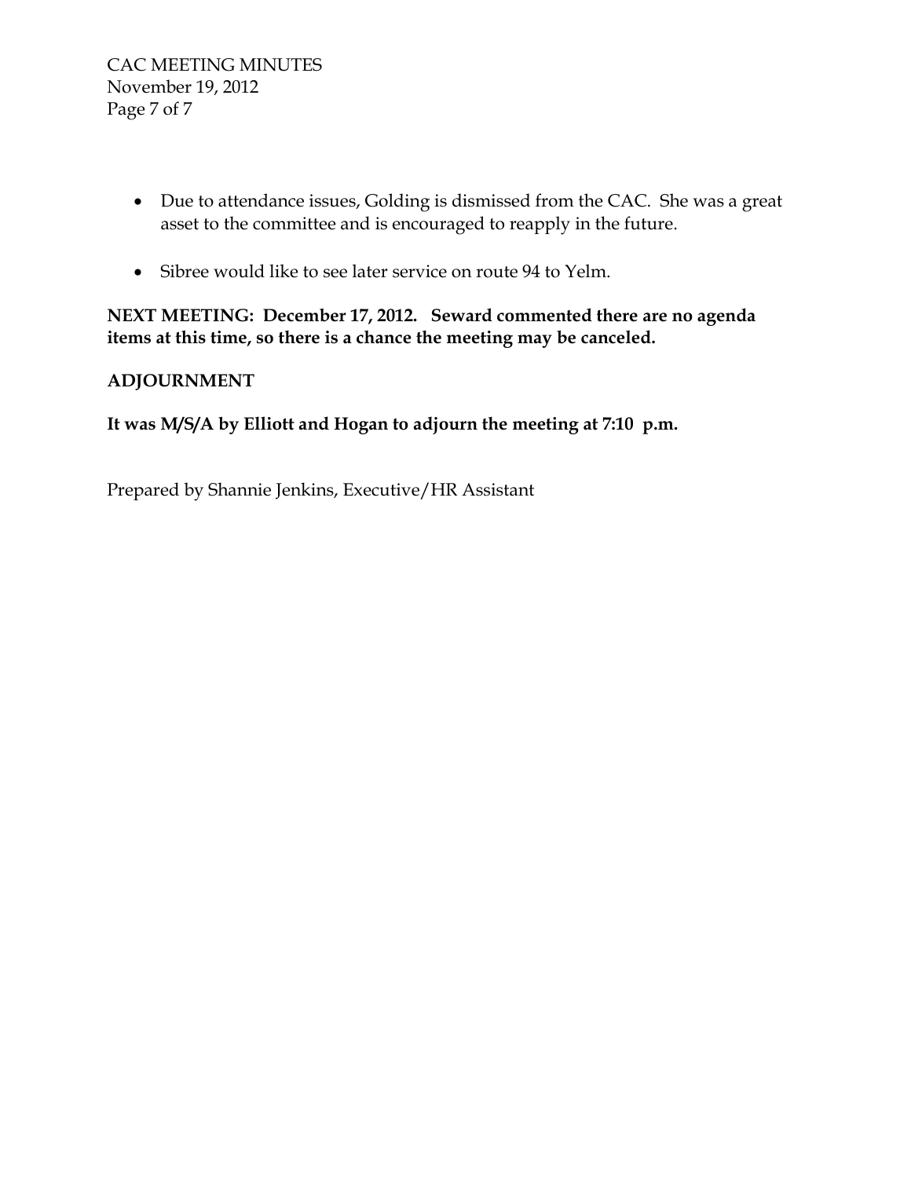- Due to attendance issues, Golding is dismissed from the CAC. She was a great asset to the committee and is encouraged to reapply in the future.

- Sibree would like to see later service on route 94 to Yelm.

**NEXT MEETING: December 17, 2012. Seward commented there are no agenda items at this time, so there is a chance the meeting may be canceled.**

**ADJOURNMENT**

**It was M/S/A by Elliott and Hogan to adjourn the meeting at 7:10 p.m.**

Prepared by Shannie Jenkins, Executive/HR Assistant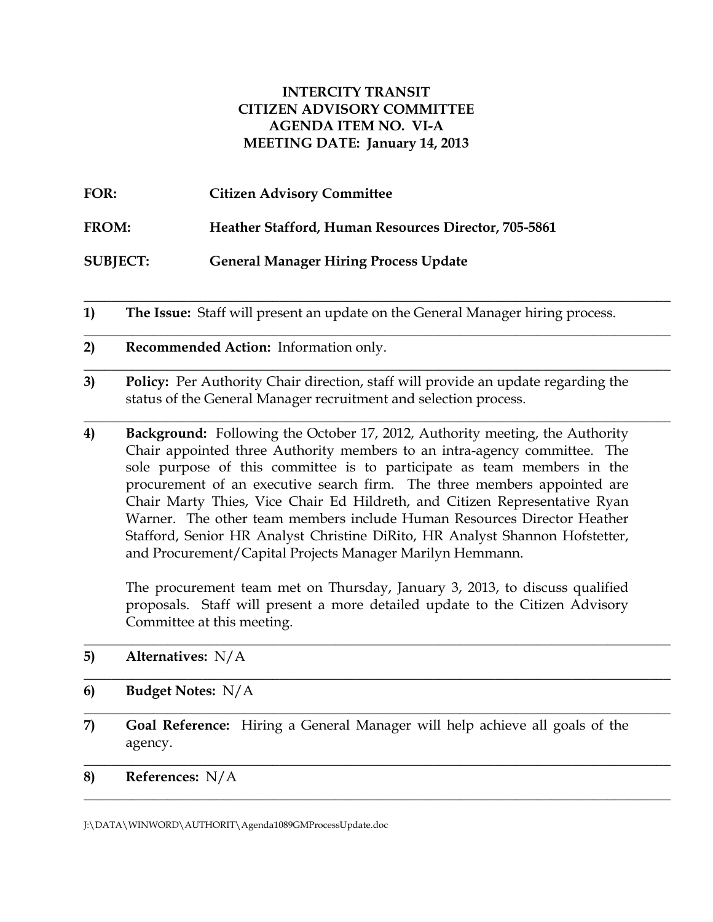**INTERCITY TRANSIT**
**CITIZEN ADVISORY COMMITTEE**
**AGENDA ITEM NO. VI-A**
**MEETING DATE: January 14, 2013**

**FOR:** **Citizen Advisory Committee**

**FROM:** **Heather Stafford, Human Resources Director, 705-5861**

**SUBJECT:** **General Manager Hiring Process Update**

---

1) **The Issue:** Staff will present an update on the General Manager hiring process.

---

2) **Recommended Action:** Information only.

---

3) **Policy:** Per Authority Chair direction, staff will provide an update regarding the status of the General Manager recruitment and selection process.

---

4) **Background:** Following the October 17, 2012, Authority meeting, the Authority Chair appointed three Authority members to an intra-agency committee. The sole purpose of this committee is to participate as team members in the procurement of an executive search firm. The three members appointed are Chair Marty Thies, Vice Chair Ed Hildreth, and Citizen Representative Ryan Warner. The other team members include Human Resources Director Heather Stafford, Senior HR Analyst Christine DiRito, HR Analyst Shannon Hofstetter, and Procurement/Capital Projects Manager Marilyn Hemmann.

   The procurement team met on Thursday, January 3, 2013, to discuss qualified proposals. Staff will present a more detailed update to the Citizen Advisory Committee at this meeting.

---

5) **Alternatives:** N/A

---

6) **Budget Notes:** N/A

---

7) **Goal Reference:** Hiring a General Manager will help achieve all goals of the agency.

---

8) **References:** N/A

---

J:\DATA\WINWORD\AUTHORIT\Agenda1089GMProcessUpdate.doc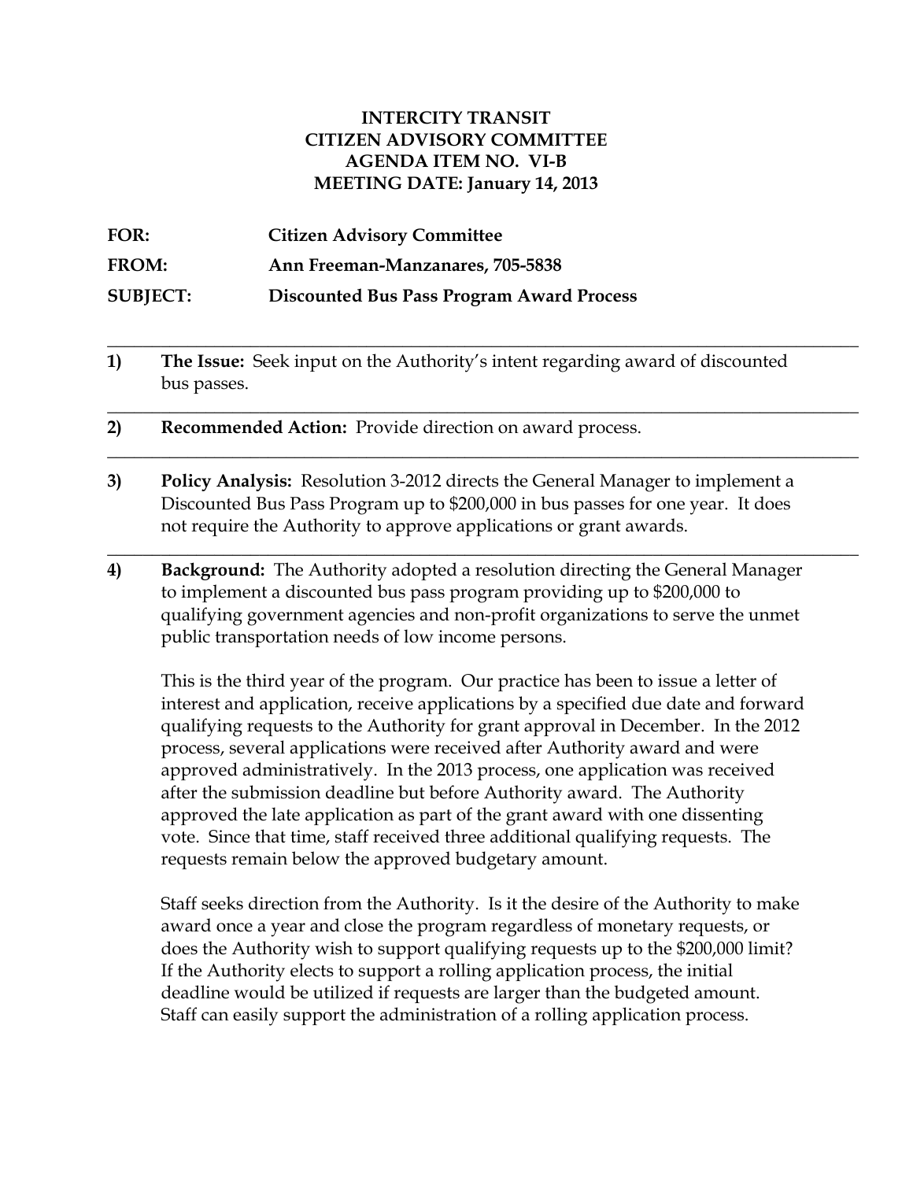**INTERCITY TRANSIT**
**CITIZEN ADVISORY COMMITTEE**
**AGENDA ITEM NO. VI-B**
**MEETING DATE: January 14, 2013**

**FOR:** Citizen Advisory Committee

**FROM:** Ann Freeman-Manzanares, 705-5838

**SUBJECT:** Discounted Bus Pass Program Award Process

---

1) **The Issue:** Seek input on the Authority's intent regarding award of discounted bus passes.

---

2) **Recommended Action:** Provide direction on award process.

---

3) **Policy Analysis:** Resolution 3-2012 directs the General Manager to implement a Discounted Bus Pass Program up to $200,000 in bus passes for one year. It does not require the Authority to approve applications or grant awards.

---

4) **Background:** The Authority adopted a resolution directing the General Manager to implement a discounted bus pass program providing up to $200,000 to qualifying government agencies and non-profit organizations to serve the unmet public transportation needs of low income persons.

   This is the third year of the program. Our practice has been to issue a letter of interest and application, receive applications by a specified due date and forward qualifying requests to the Authority for grant approval in December. In the 2012 process, several applications were received after Authority award and were approved administratively. In the 2013 process, one application was received after the submission deadline but before Authority award. The Authority approved the late application as part of the grant award with one dissenting vote. Since that time, staff received three additional qualifying requests. The requests remain below the approved budgetary amount.

   Staff seeks direction from the Authority. Is it the desire of the Authority to make award once a year and close the program regardless of monetary requests, or does the Authority wish to support qualifying requests up to the $200,000 limit? If the Authority elects to support a rolling application process, the initial deadline would be utilized if requests are larger than the budgeted amount. Staff can easily support the administration of a rolling application process.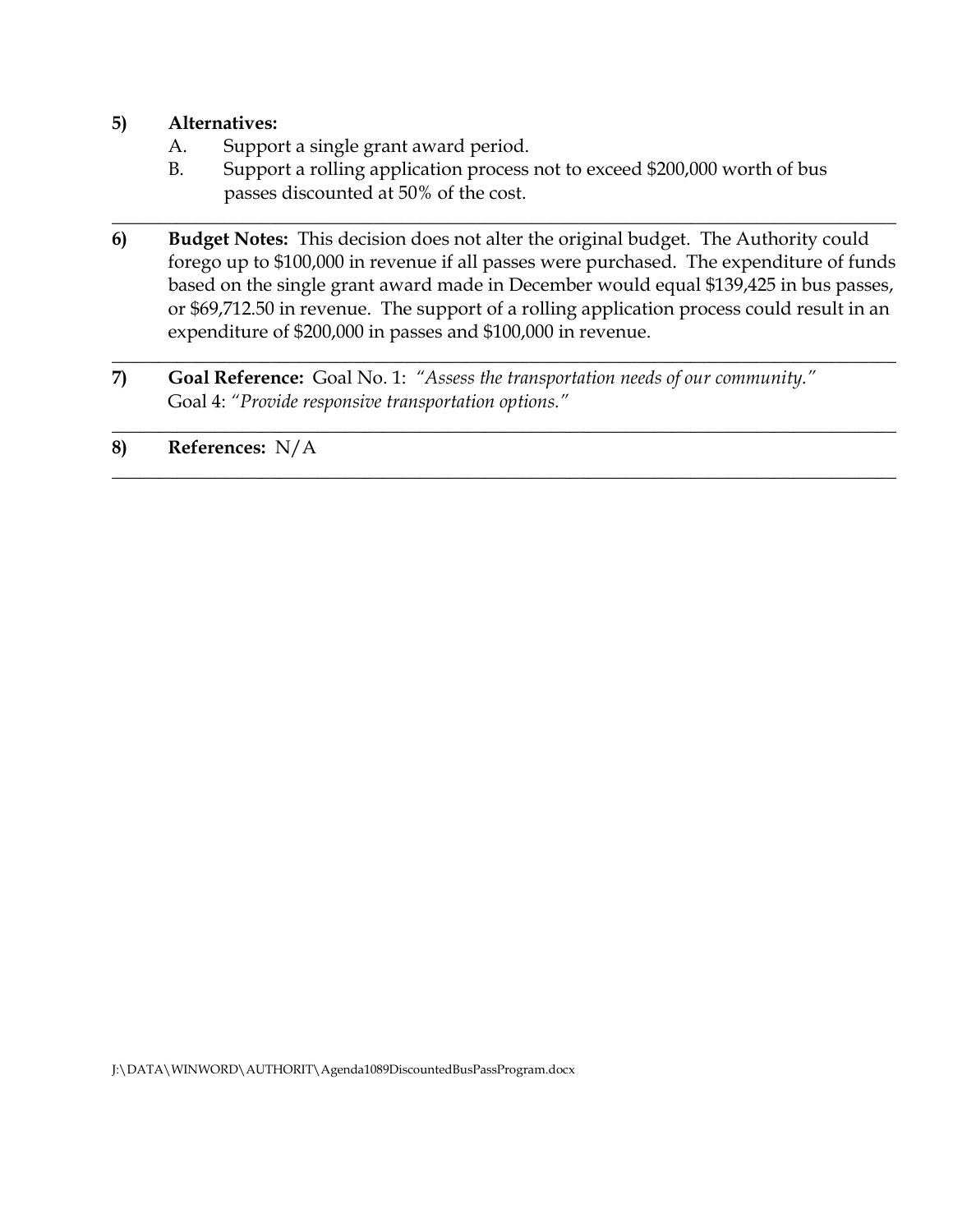**5) Alternatives:**

A. Support a single grant award period.

B. Support a rolling application process not to exceed $200,000 worth of bus passes discounted at 50% of the cost.

---

**6) Budget Notes:** This decision does not alter the original budget. The Authority could forego up to $100,000 in revenue if all passes were purchased. The expenditure of funds based on the single grant award made in December would equal $139,425 in bus passes, or $69,712.50 in revenue. The support of a rolling application process could result in an expenditure of $200,000 in passes and $100,000 in revenue.

---

**7) Goal Reference:** Goal No. 1: *"Assess the transportation needs of our community."*
Goal 4: *"Provide responsive transportation options."*

---

**8) References:** N/A

---

J:\DATA\WINWORD\AUTHORIT\Agenda1089DiscountedBusPassProgram.docx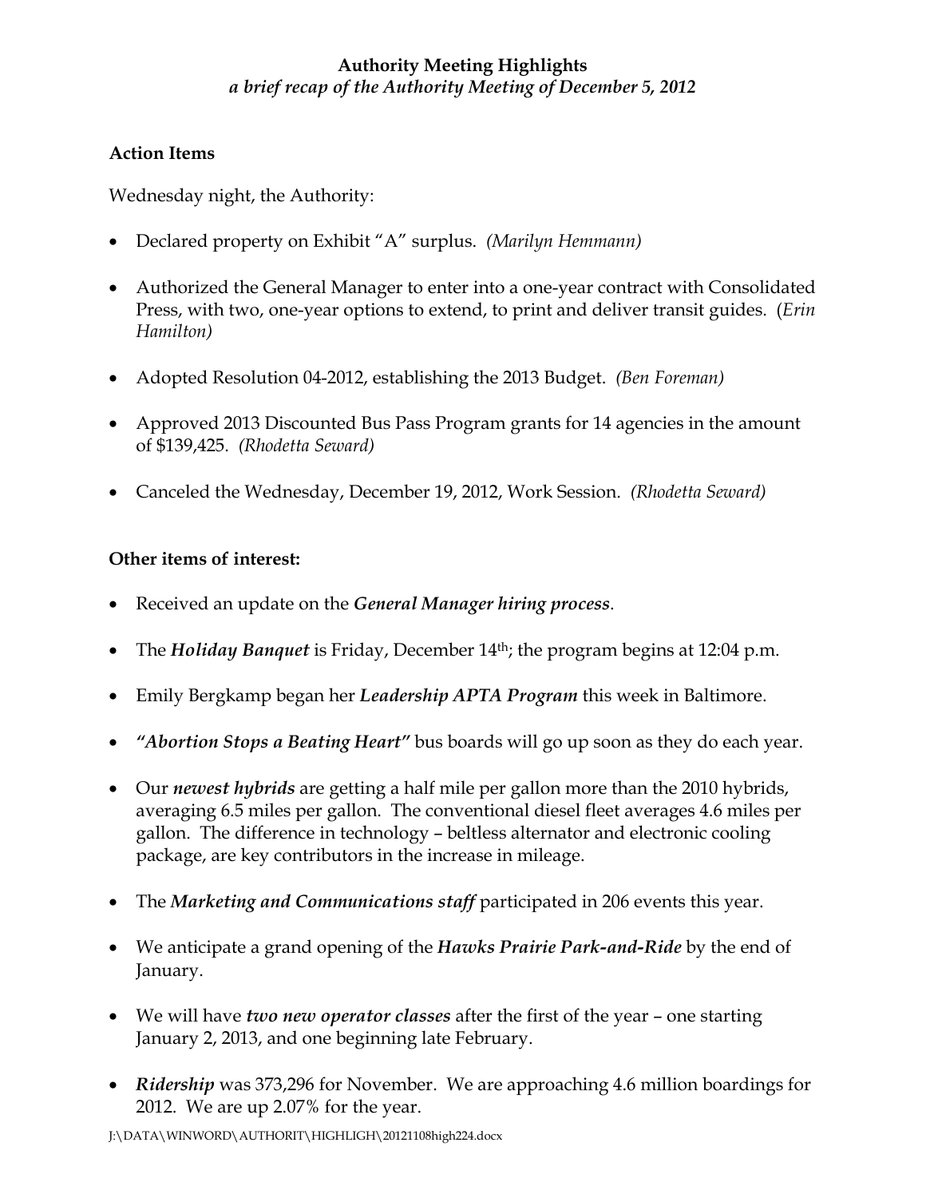**Authority Meeting Highlights**

***a brief recap of the Authority Meeting of December 5, 2012***

**Action Items**

Wednesday night, the Authority:

- Declared property on Exhibit "A" surplus. *(Marilyn Hemmann)*
- Authorized the General Manager to enter into a one-year contract with Consolidated Press, with two, one-year options to extend, to print and deliver transit guides. (*Erin Hamilton)*
- Adopted Resolution 04-2012, establishing the 2013 Budget. *(Ben Foreman)*
- Approved 2013 Discounted Bus Pass Program grants for 14 agencies in the amount of $139,425. *(Rhodetta Seward)*
- Canceled the Wednesday, December 19, 2012, Work Session. *(Rhodetta Seward)*

**Other items of interest:**

- Received an update on the ***General Manager hiring process***.
- The ***Holiday Banquet*** is Friday, December 14th; the program begins at 12:04 p.m.
- Emily Bergkamp began her ***Leadership APTA Program*** this week in Baltimore.
- ***"Abortion Stops a Beating Heart"*** bus boards will go up soon as they do each year.
- Our ***newest hybrids*** are getting a half mile per gallon more than the 2010 hybrids, averaging 6.5 miles per gallon. The conventional diesel fleet averages 4.6 miles per gallon. The difference in technology – beltless alternator and electronic cooling package, are key contributors in the increase in mileage.
- The ***Marketing and Communications staff*** participated in 206 events this year.
- We anticipate a grand opening of the ***Hawks Prairie Park-and-Ride*** by the end of January.
- We will have ***two new operator classes*** after the first of the year – one starting January 2, 2013, and one beginning late February.
- ***Ridership*** was 373,296 for November. We are approaching 4.6 million boardings for 2012. We are up 2.07% for the year.

J:\DATA\WINWORD\AUTHORIT\HIGHLIGH\20121108high224.docx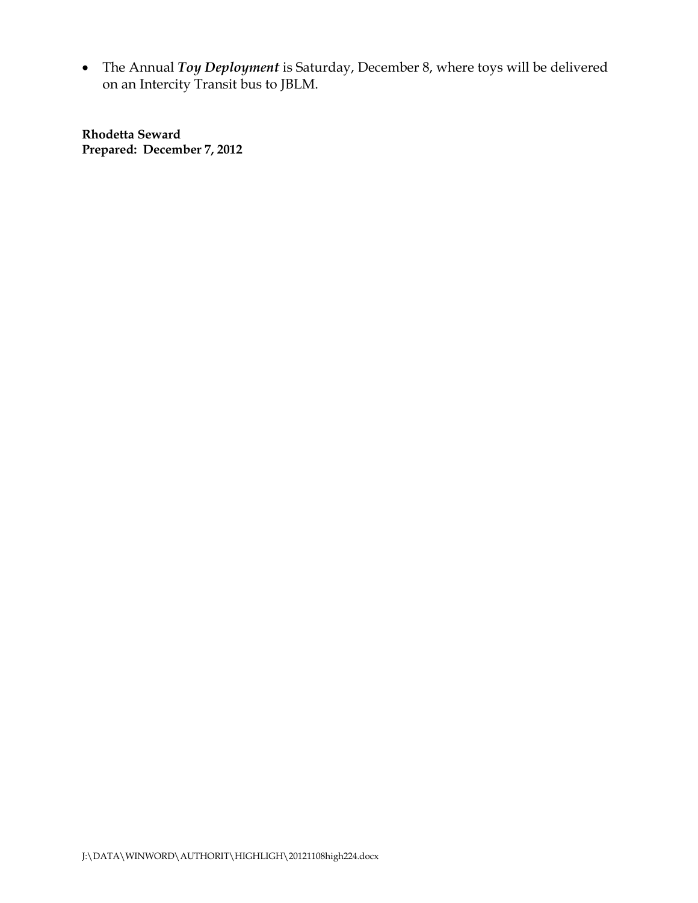- The Annual ***Toy Deployment*** is Saturday, December 8, where toys will be delivered on an Intercity Transit bus to JBLM.

**Rhodetta Seward**
**Prepared: December 7, 2012**

J:\DATA\WINWORD\AUTHORIT\HIGHLIGH\20121108high224.docx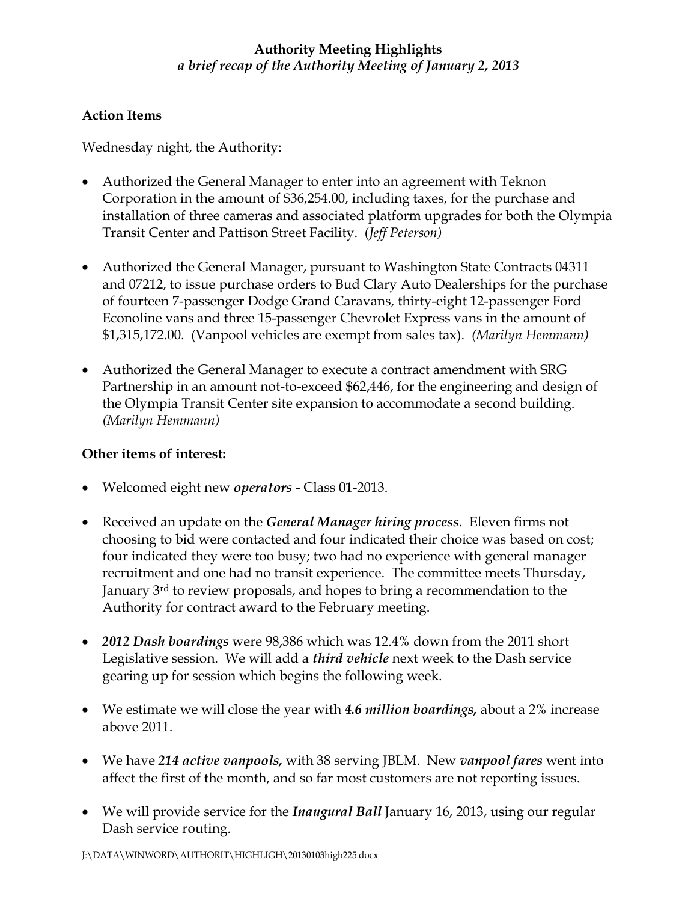**Authority Meeting Highlights**
***a brief recap of the Authority Meeting of January 2, 2013***

## Action Items

Wednesday night, the Authority:

- Authorized the General Manager to enter into an agreement with Teknon Corporation in the amount of $36,254.00, including taxes, for the purchase and installation of three cameras and associated platform upgrades for both the Olympia Transit Center and Pattison Street Facility. (*Jeff Peterson)*
- Authorized the General Manager, pursuant to Washington State Contracts 04311 and 07212, to issue purchase orders to Bud Clary Auto Dealerships for the purchase of fourteen 7-passenger Dodge Grand Caravans, thirty-eight 12-passenger Ford Econoline vans and three 15-passenger Chevrolet Express vans in the amount of $1,315,172.00. (Vanpool vehicles are exempt from sales tax). *(Marilyn Hemmann)*
- Authorized the General Manager to execute a contract amendment with SRG Partnership in an amount not-to-exceed $62,446, for the engineering and design of the Olympia Transit Center site expansion to accommodate a second building. *(Marilyn Hemmann)*

## Other items of interest:

- Welcomed eight new ***operators*** - Class 01-2013.
- Received an update on the ***General Manager hiring process***. Eleven firms not choosing to bid were contacted and four indicated their choice was based on cost; four indicated they were too busy; two had no experience with general manager recruitment and one had no transit experience. The committee meets Thursday, January 3rd to review proposals, and hopes to bring a recommendation to the Authority for contract award to the February meeting.
- ***2012 Dash boardings*** were 98,386 which was 12.4% down from the 2011 short Legislative session. We will add a ***third vehicle*** next week to the Dash service gearing up for session which begins the following week.
- We estimate we will close the year with ***4.6 million boardings,*** about a 2% increase above 2011.
- We have ***214 active vanpools,*** with 38 serving JBLM. New ***vanpool fares*** went into affect the first of the month, and so far most customers are not reporting issues.
- We will provide service for the ***Inaugural Ball*** January 16, 2013, using our regular Dash service routing.

J:\DATA\WINWORD\AUTHORIT\HIGHLIGH\20130103high225.docx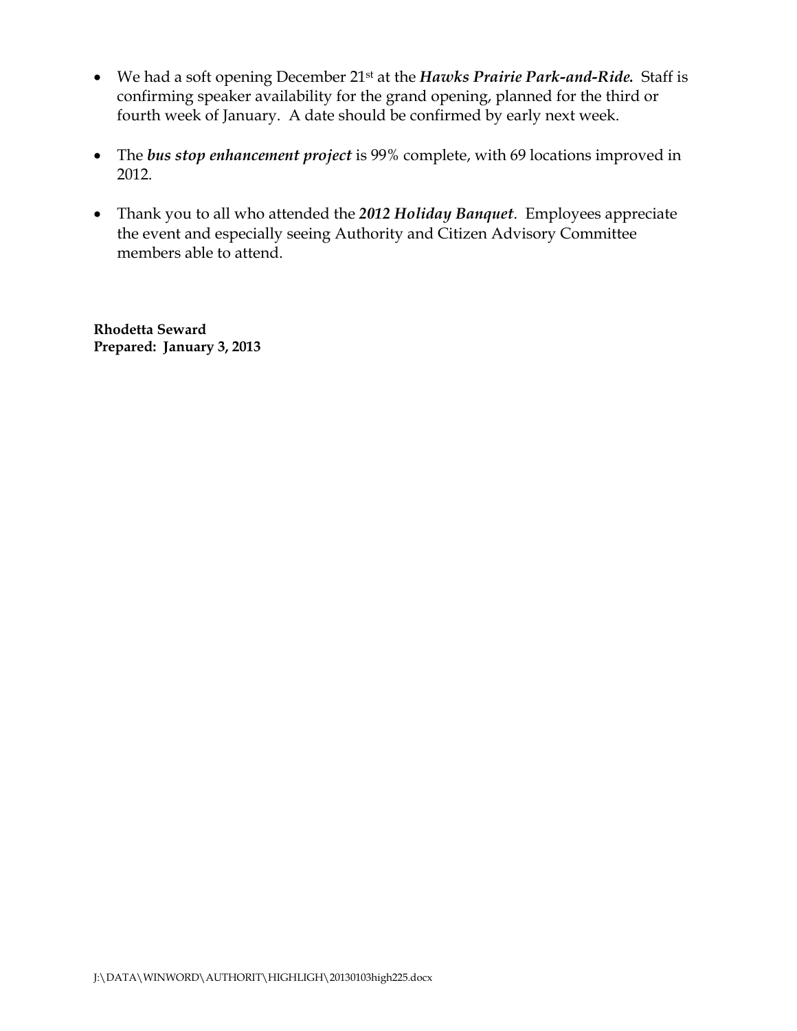- We had a soft opening December 21st at the ***Hawks Prairie Park-and-Ride.*** Staff is confirming speaker availability for the grand opening, planned for the third or fourth week of January. A date should be confirmed by early next week.

- The ***bus stop enhancement project*** is 99% complete, with 69 locations improved in 2012.

- Thank you to all who attended the ***2012 Holiday Banquet***. Employees appreciate the event and especially seeing Authority and Citizen Advisory Committee members able to attend.

**Rhodetta Seward**
**Prepared: January 3, 2013**

J:\DATA\WINWORD\AUTHORIT\HIGHLIGH\20130103high225.docx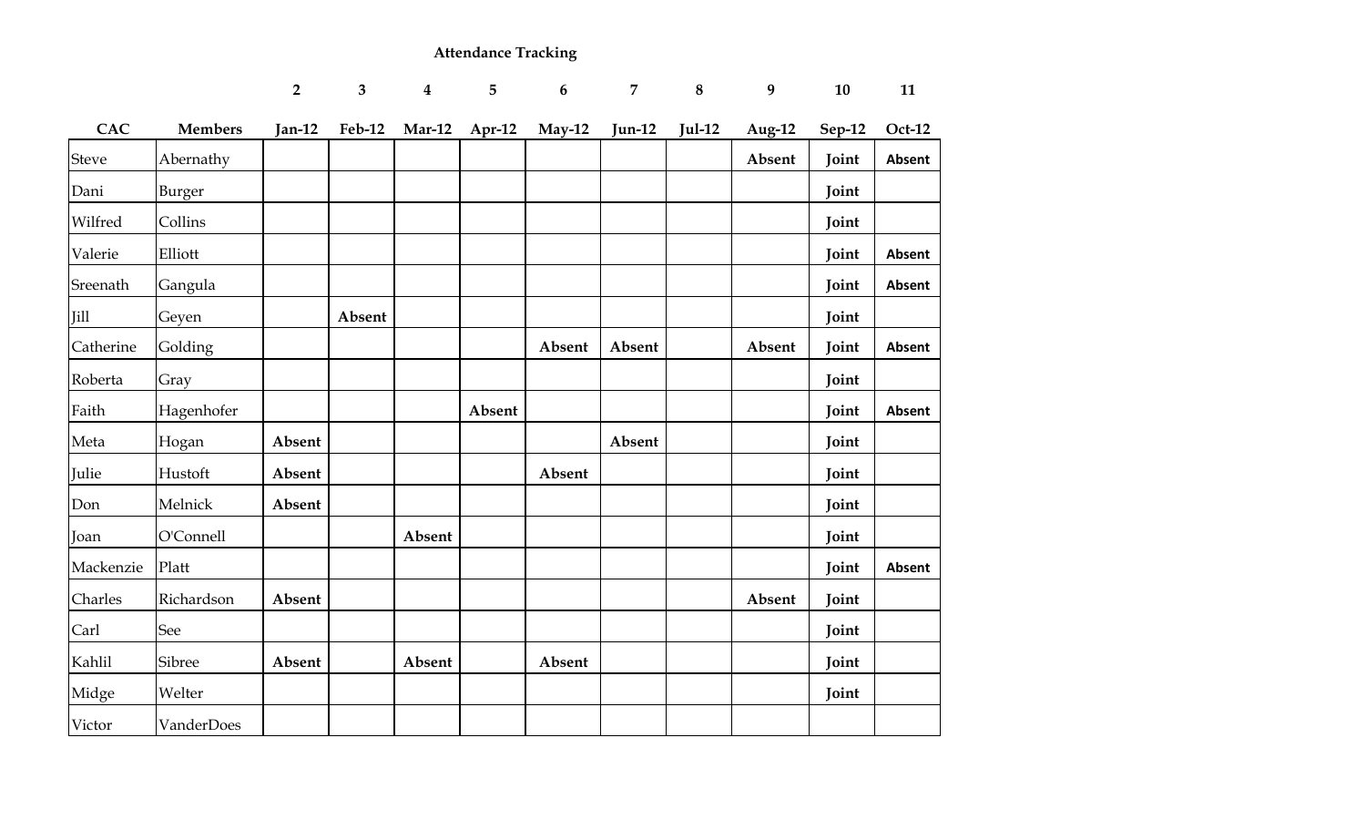**Attendance Tracking**

| | | 2 | 3 | 4 | 5 | 6 | 7 | 8 | 9 | 10 | 11 |
|---|---|---|---|---|---|---|---|---|---|---|---|
| **CAC** | **Members** | **Jan-12** | **Feb-12** | **Mar-12** | **Apr-12** | **May-12** | **Jun-12** | **Jul-12** | **Aug-12** | **Sep-12** | **Oct-12** |
| Steve | Abernathy | | | | | | | | **Absent** | **Joint** | **Absent** |
| Dani | Burger | | | | | | | | | **Joint** | |
| Wilfred | Collins | | | | | | | | | **Joint** | |
| Valerie | Elliott | | | | | | | | | **Joint** | **Absent** |
| Sreenath | Gangula | | | | | | | | | **Joint** | **Absent** |
| Jill | Geyen | | **Absent** | | | | | | | **Joint** | |
| Catherine | Golding | | | | | **Absent** | **Absent** | | **Absent** | **Joint** | **Absent** |
| Roberta | Gray | | | | | | | | | **Joint** | |
| Faith | Hagenhofer | | | | **Absent** | | | | | **Joint** | **Absent** |
| Meta | Hogan | **Absent** | | | | | **Absent** | | | **Joint** | |
| Julie | Hustoft | **Absent** | | | | **Absent** | | | | **Joint** | |
| Don | Melnick | **Absent** | | | | | | | | **Joint** | |
| Joan | O'Connell | | | **Absent** | | | | | | **Joint** | |
| Mackenzie | Platt | | | | | | | | | **Joint** | **Absent** |
| Charles | Richardson | **Absent** | | | | | | | **Absent** | **Joint** | |
| Carl | See | | | | | | | | | **Joint** | |
| Kahlil | Sibree | **Absent** | | **Absent** | | **Absent** | | | | **Joint** | |
| Midge | Welter | | | | | | | | | **Joint** | |
| Victor | VanderDoes | | | | | | | | | | |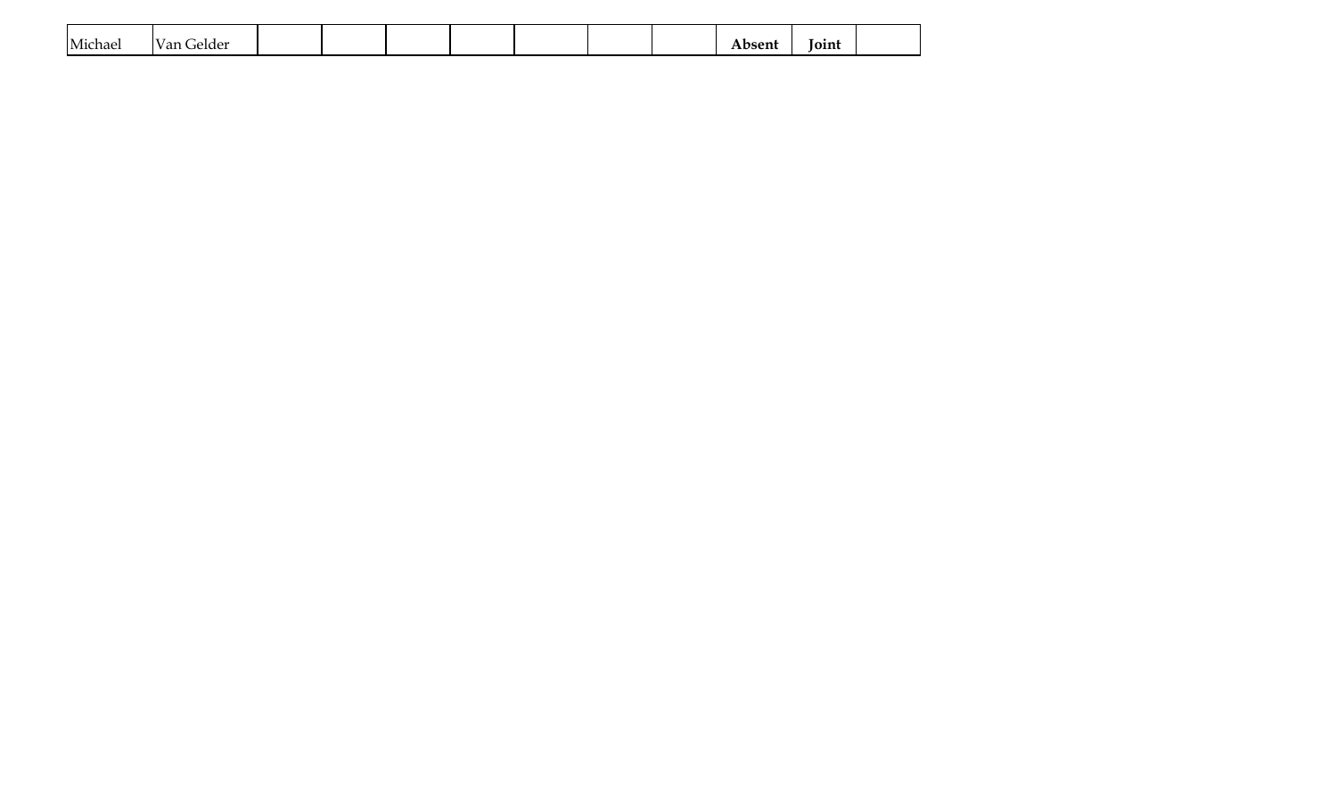| | | | | | | | | | | | |
|---|---|---|---|---|---|---|---|---|---|---|---|
| Michael | Van Gelder | | | | | | | | **Absent** | **Joint** | |